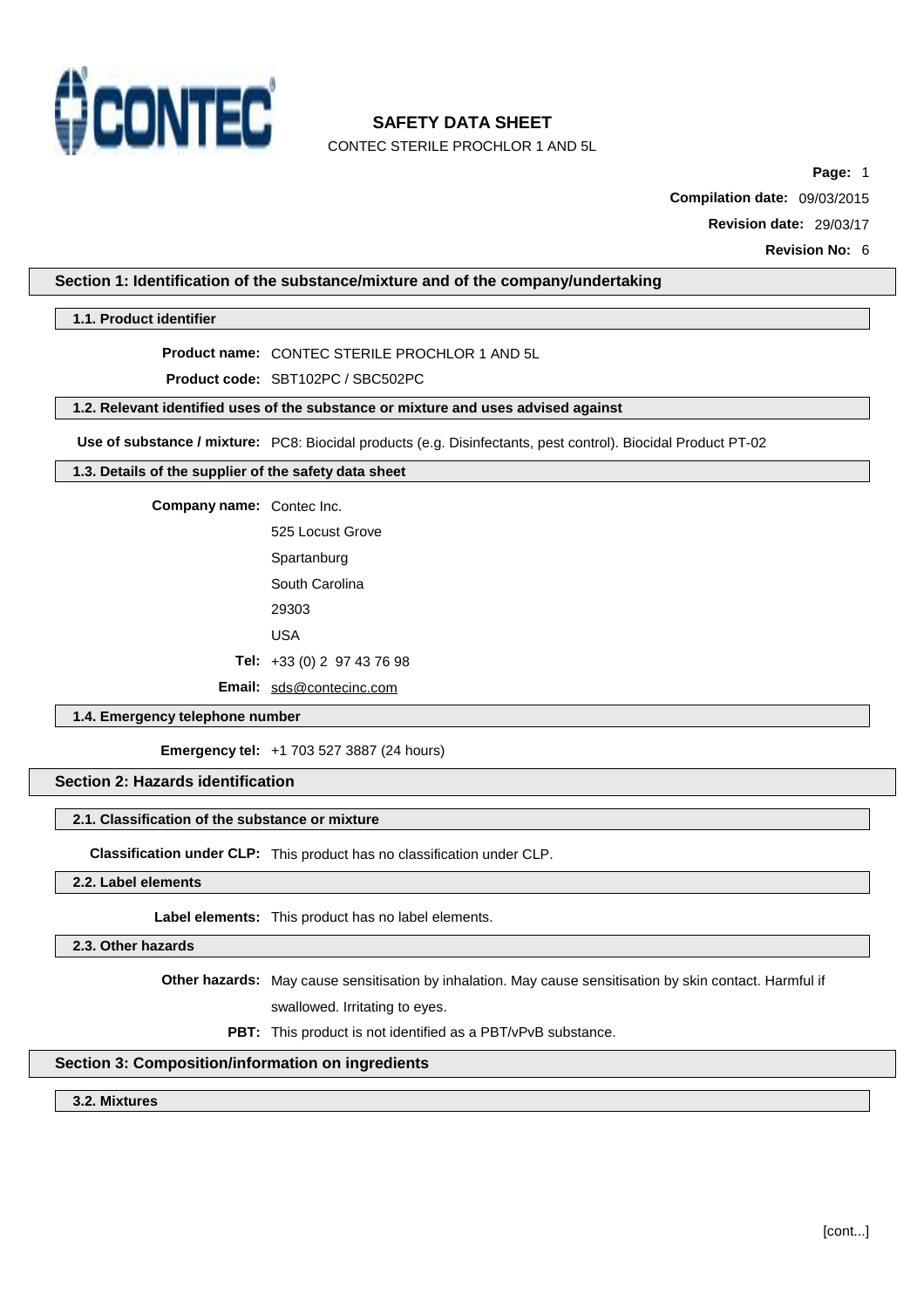# SAFETY DATA SHEET

CONTEC STERILE PROCHLOR 1 AND 5L

**Compilation date:** 09/03/2015

**Revision date:** 29/03/17

**Revision No:** 6

## Section 1: Identification of the substance/mixture and of the company/undertaking

### 1.1. Product identifier

**Product name:** CONTEC STERILE PROCHLOR 1 AND 5L

**Product code:** SBT102PC / SBC502PC

### 1.2. Relevant identified uses of the substance or mixture and uses advised against

**Use of substance / mixture:** PC8: Biocidal products (e.g. Disinfectants, pest control). Biocidal Product PT-02

### 1.3. Details of the supplier of the safety data sheet

**Company name:** Contec Inc.

525 Locust Grove

Spartanburg

South Carolina

29303

USA

**Tel:** +33 (0) 2 97 43 76 98

**Email:** sds@contecinc.com

### 1.4. Emergency telephone number

**Emergency tel:** +1 703 527 3887 (24 hours)

## Section 2: Hazards identification

### 2.1. Classification of the substance or mixture

**Classification under CLP:** This product has no classification under CLP.

### 2.2. Label elements

**Label elements:** This product has no label elements.

### 2.3. Other hazards

**Other hazards:** May cause sensitisation by inhalation. May cause sensitisation by skin contact. Harmful if swallowed. Irritating to eyes.

**PBT:** This product is not identified as a PBT/vPvB substance.

## Section 3: Composition/information on ingredients

### 3.2. Mixtures

[cont...]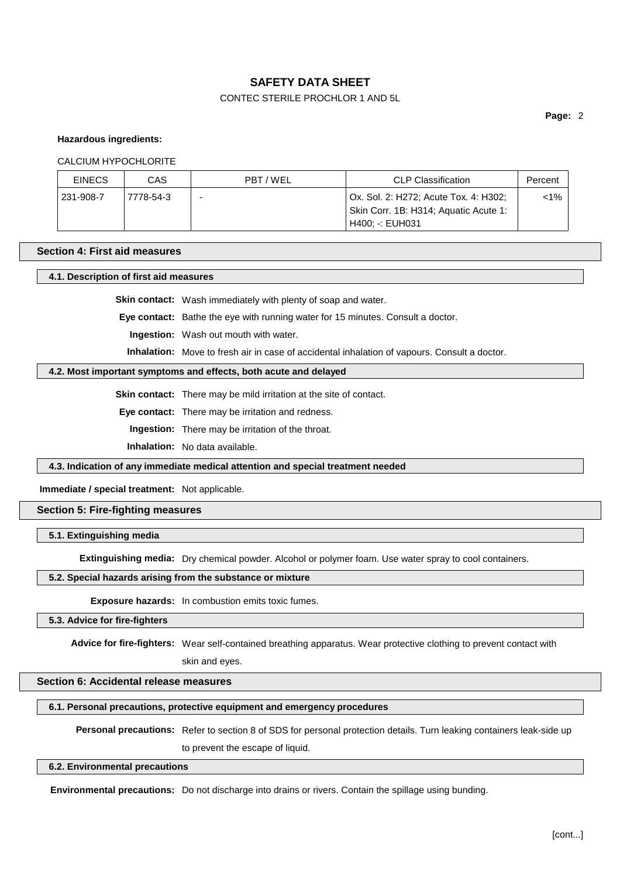**Hazardous ingredients:**

CALCIUM HYPOCHLORITE

| EINECS | CAS | PBT / WEL | CLP Classification | Percent |
|---|---|---|---|---|
| 231-908-7 | 7778-54-3 | - | Ox. Sol. 2: H272; Acute Tox. 4: H302; Skin Corr. 1B: H314; Aquatic Acute 1: H400; -: EUH031 | <1% |

## Section 4: First aid measures

### 4.1. Description of first aid measures

**Skin contact:** Wash immediately with plenty of soap and water.

**Eye contact:** Bathe the eye with running water for 15 minutes. Consult a doctor.

**Ingestion:** Wash out mouth with water.

**Inhalation:** Move to fresh air in case of accidental inhalation of vapours. Consult a doctor.

### 4.2. Most important symptoms and effects, both acute and delayed

**Skin contact:** There may be mild irritation at the site of contact.

**Eye contact:** There may be irritation and redness.

**Ingestion:** There may be irritation of the throat.

**Inhalation:** No data available.

### 4.3. Indication of any immediate medical attention and special treatment needed

**Immediate / special treatment:** Not applicable.

## Section 5: Fire-fighting measures

### 5.1. Extinguishing media

**Extinguishing media:** Dry chemical powder. Alcohol or polymer foam. Use water spray to cool containers.

### 5.2. Special hazards arising from the substance or mixture

**Exposure hazards:** In combustion emits toxic fumes.

### 5.3. Advice for fire-fighters

**Advice for fire-fighters:** Wear self-contained breathing apparatus. Wear protective clothing to prevent contact with skin and eyes.

## Section 6: Accidental release measures

### 6.1. Personal precautions, protective equipment and emergency procedures

**Personal precautions:** Refer to section 8 of SDS for personal protection details. Turn leaking containers leak-side up to prevent the escape of liquid.

### 6.2. Environmental precautions

**Environmental precautions:** Do not discharge into drains or rivers. Contain the spillage using bunding.

[cont...]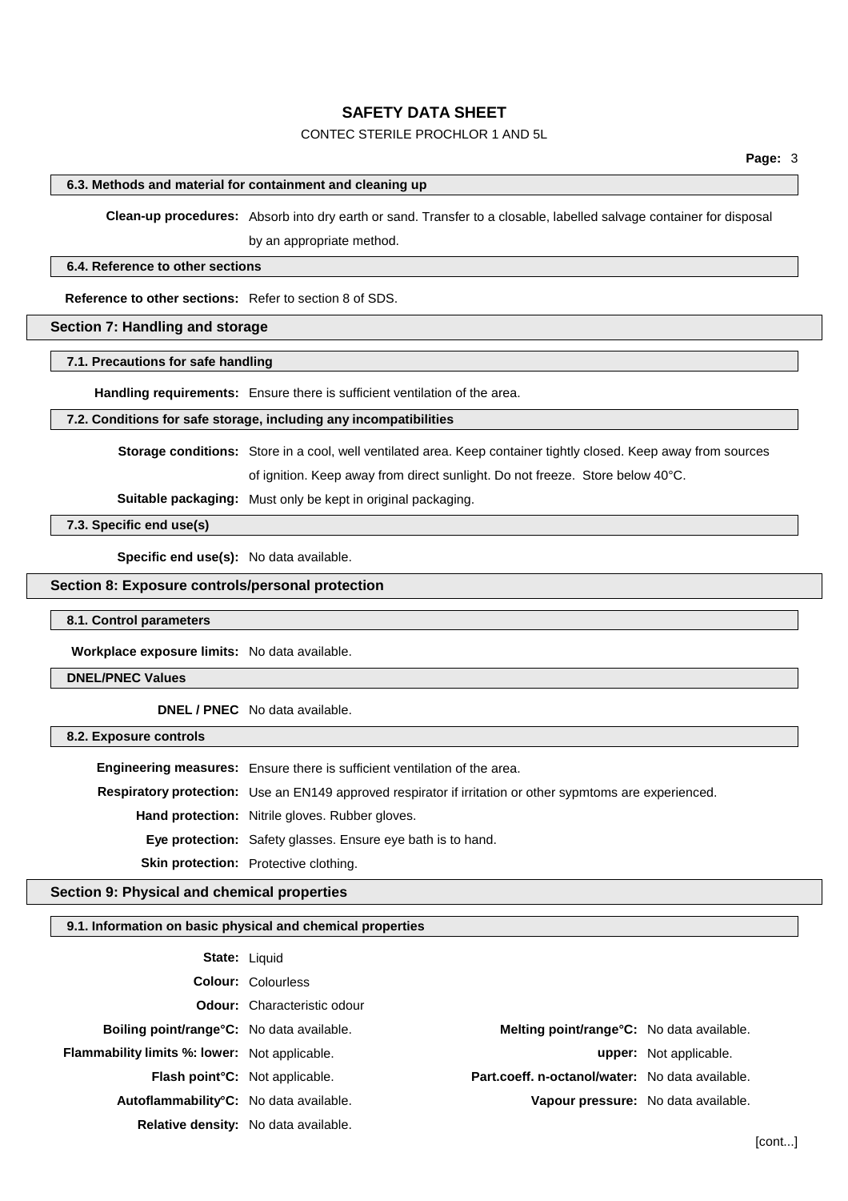#### 6.3. Methods and material for containment and cleaning up

**Clean-up procedures:** Absorb into dry earth or sand. Transfer to a closable, labelled salvage container for disposal by an appropriate method.

#### 6.4. Reference to other sections

**Reference to other sections:** Refer to section 8 of SDS.

## Section 7: Handling and storage

#### 7.1. Precautions for safe handling

**Handling requirements:** Ensure there is sufficient ventilation of the area.

#### 7.2. Conditions for safe storage, including any incompatibilities

**Storage conditions:** Store in a cool, well ventilated area. Keep container tightly closed. Keep away from sources of ignition. Keep away from direct sunlight. Do not freeze. Store below 40°C.

**Suitable packaging:** Must only be kept in original packaging.

#### 7.3. Specific end use(s)

**Specific end use(s):** No data available.

## Section 8: Exposure controls/personal protection

#### 8.1. Control parameters

**Workplace exposure limits:** No data available.

#### DNEL/PNEC Values

**DNEL / PNEC** No data available.

#### 8.2. Exposure controls

**Engineering measures:** Ensure there is sufficient ventilation of the area.

**Respiratory protection:** Use an EN149 approved respirator if irritation or other sypmtoms are experienced.

**Hand protection:** Nitrile gloves. Rubber gloves.

**Eye protection:** Safety glasses. Ensure eye bath is to hand.

**Skin protection:** Protective clothing.

## Section 9: Physical and chemical properties

#### 9.1. Information on basic physical and chemical properties

**State:** Liquid

**Colour:** Colourless

**Odour:** Characteristic odour

| | | | |
|---|---|---|---|
| **Boiling point/range°C:** | No data available. | **Melting point/range°C:** | No data available. |
| **Flammability limits %: lower:** | Not applicable. | **upper:** | Not applicable. |
| **Flash point°C:** | Not applicable. | **Part.coeff. n-octanol/water:** | No data available. |
| **Autoflammability°C:** | No data available. | **Vapour pressure:** | No data available. |
| **Relative density:** | No data available. | | |

[cont...]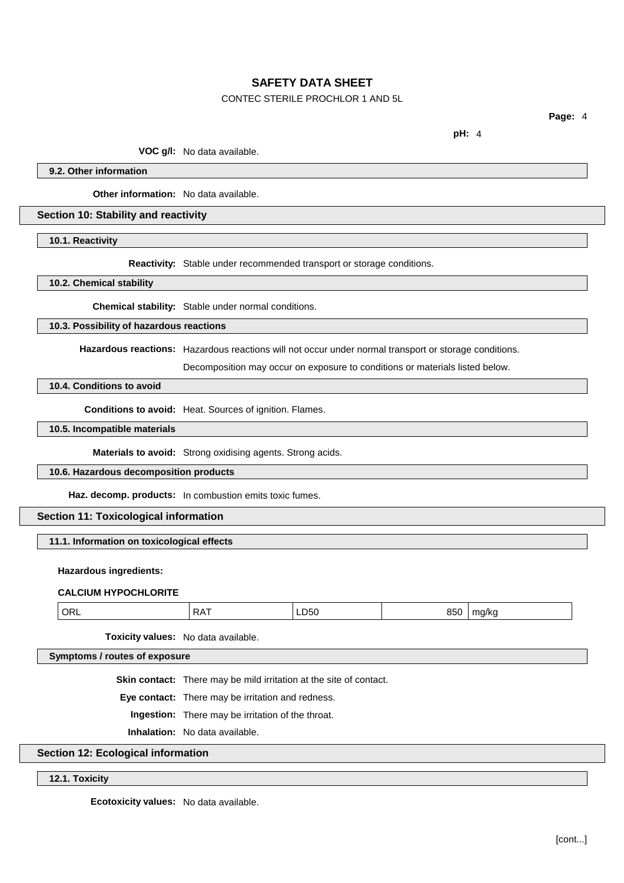**pH:** 4

**VOC g/l:** No data available.

### 9.2. Other information

**Other information:** No data available.

## Section 10: Stability and reactivity

### 10.1. Reactivity

**Reactivity:** Stable under recommended transport or storage conditions.

### 10.2. Chemical stability

**Chemical stability:** Stable under normal conditions.

### 10.3. Possibility of hazardous reactions

**Hazardous reactions:** Hazardous reactions will not occur under normal transport or storage conditions.

Decomposition may occur on exposure to conditions or materials listed below.

### 10.4. Conditions to avoid

**Conditions to avoid:** Heat. Sources of ignition. Flames.

### 10.5. Incompatible materials

**Materials to avoid:** Strong oxidising agents. Strong acids.

### 10.6. Hazardous decomposition products

**Haz. decomp. products:** In combustion emits toxic fumes.

## Section 11: Toxicological information

### 11.1. Information on toxicological effects

**Hazardous ingredients:**

**CALCIUM HYPOCHLORITE**

| ORL | RAT | LD50 | 850 | mg/kg |
|---|---|---|---|---|

**Toxicity values:** No data available.

### Symptoms / routes of exposure

**Skin contact:** There may be mild irritation at the site of contact.

**Eye contact:** There may be irritation and redness.

**Ingestion:** There may be irritation of the throat.

**Inhalation:** No data available.

## Section 12: Ecological information

### 12.1. Toxicity

**Ecotoxicity values:** No data available.

[cont...]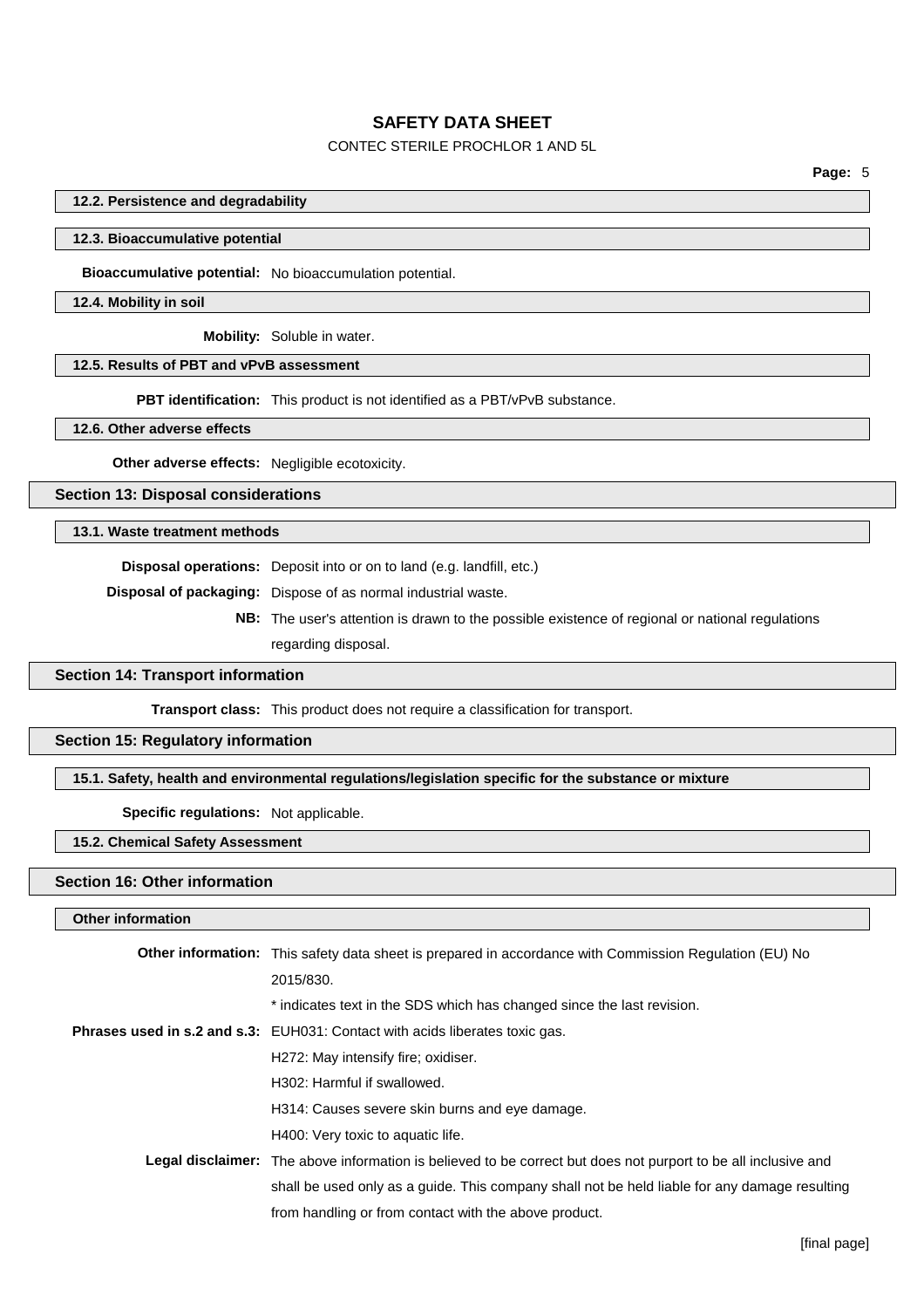#### 12.2. Persistence and degradability

#### 12.3. Bioaccumulative potential

**Bioaccumulative potential:** No bioaccumulation potential.

#### 12.4. Mobility in soil

**Mobility:** Soluble in water.

#### 12.5. Results of PBT and vPvB assessment

**PBT identification:** This product is not identified as a PBT/vPvB substance.

#### 12.6. Other adverse effects

**Other adverse effects:** Negligible ecotoxicity.

### Section 13: Disposal considerations

#### 13.1. Waste treatment methods

**Disposal operations:** Deposit into or on to land (e.g. landfill, etc.)

**Disposal of packaging:** Dispose of as normal industrial waste.

**NB:** The user's attention is drawn to the possible existence of regional or national regulations regarding disposal.

### Section 14: Transport information

**Transport class:** This product does not require a classification for transport.

### Section 15: Regulatory information

#### 15.1. Safety, health and environmental regulations/legislation specific for the substance or mixture

**Specific regulations:** Not applicable.

#### 15.2. Chemical Safety Assessment

### Section 16: Other information

#### Other information

**Other information:** This safety data sheet is prepared in accordance with Commission Regulation (EU) No 2015/830.

* indicates text in the SDS which has changed since the last revision.

**Phrases used in s.2 and s.3:** EUH031: Contact with acids liberates toxic gas.

H272: May intensify fire; oxidiser.

H302: Harmful if swallowed.

H314: Causes severe skin burns and eye damage.

H400: Very toxic to aquatic life.

**Legal disclaimer:** The above information is believed to be correct but does not purport to be all inclusive and shall be used only as a guide. This company shall not be held liable for any damage resulting from handling or from contact with the above product.

[final page]